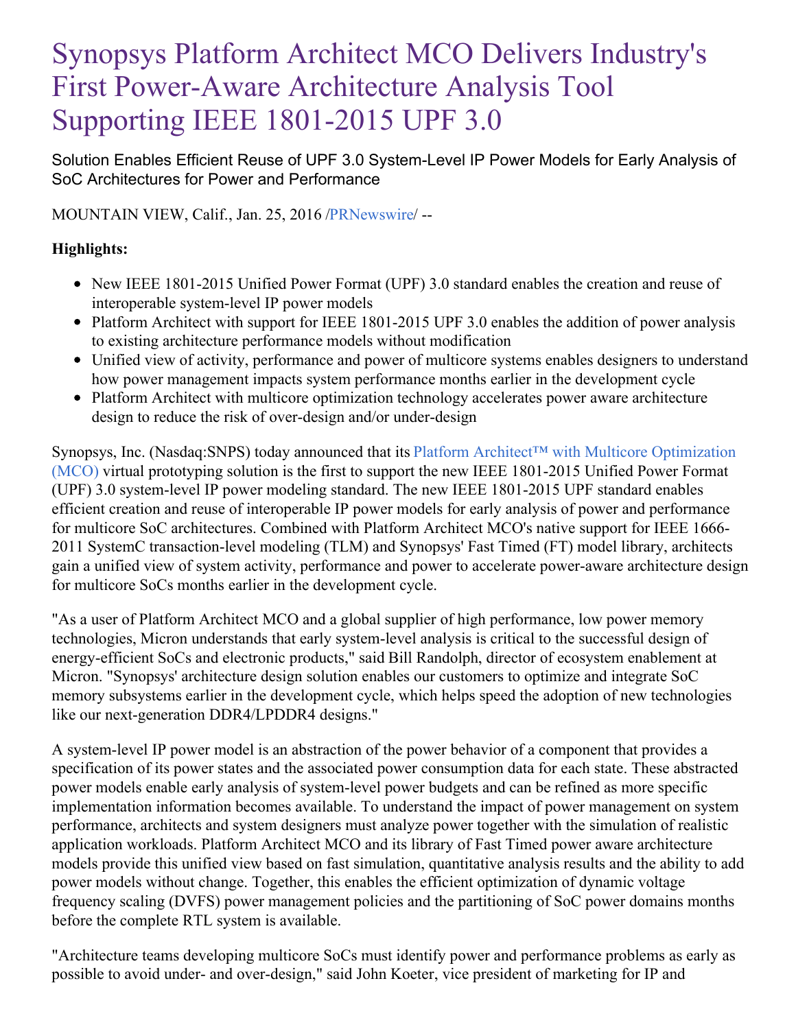# Synopsys Platform Architect MCO Delivers Industry's First Power-Aware Architecture Analysis Tool Supporting IEEE 1801-2015 UPF 3.0

Solution Enables Efficient Reuse of UPF 3.0 System-Level IP Power Models for Early Analysis of SoC Architectures for Power and Performance

MOUNTAIN VIEW, Calif., Jan. 25, 2016 /PRNewswire/ --

**Highlights:**

- New IEEE 1801-2015 Unified Power Format (UPF) 3.0 standard enables the creation and reuse of interoperable system-level IP power models
- Platform Architect with support for IEEE 1801-2015 UPF 3.0 enables the addition of power analysis to existing architecture performance models without modification
- Unified view of activity, performance and power of multicore systems enables designers to understand how power management impacts system performance months earlier in the development cycle
- Platform Architect with multicore optimization technology accelerates power aware architecture design to reduce the risk of over-design and/or under-design

Synopsys, Inc. (Nasdaq:SNPS) today announced that its Platform Architect™ with Multicore Optimization (MCO) virtual prototyping solution is the first to support the new IEEE 1801-2015 Unified Power Format (UPF) 3.0 system-level IP power modeling standard. The new IEEE 1801-2015 UPF standard enables efficient creation and reuse of interoperable IP power models for early analysis of power and performance for multicore SoC architectures. Combined with Platform Architect MCO's native support for IEEE 1666-2011 SystemC transaction-level modeling (TLM) and Synopsys' Fast Timed (FT) model library, architects gain a unified view of system activity, performance and power to accelerate power-aware architecture design for multicore SoCs months earlier in the development cycle.

"As a user of Platform Architect MCO and a global supplier of high performance, low power memory technologies, Micron understands that early system-level analysis is critical to the successful design of energy-efficient SoCs and electronic products," said Bill Randolph, director of ecosystem enablement at Micron. "Synopsys' architecture design solution enables our customers to optimize and integrate SoC memory subsystems earlier in the development cycle, which helps speed the adoption of new technologies like our next-generation DDR4/LPDDR4 designs."

A system-level IP power model is an abstraction of the power behavior of a component that provides a specification of its power states and the associated power consumption data for each state. These abstracted power models enable early analysis of system-level power budgets and can be refined as more specific implementation information becomes available. To understand the impact of power management on system performance, architects and system designers must analyze power together with the simulation of realistic application workloads. Platform Architect MCO and its library of Fast Timed power aware architecture models provide this unified view based on fast simulation, quantitative analysis results and the ability to add power models without change. Together, this enables the efficient optimization of dynamic voltage frequency scaling (DVFS) power management policies and the partitioning of SoC power domains months before the complete RTL system is available.

"Architecture teams developing multicore SoCs must identify power and performance problems as early as possible to avoid under- and over-design," said John Koeter, vice president of marketing for IP and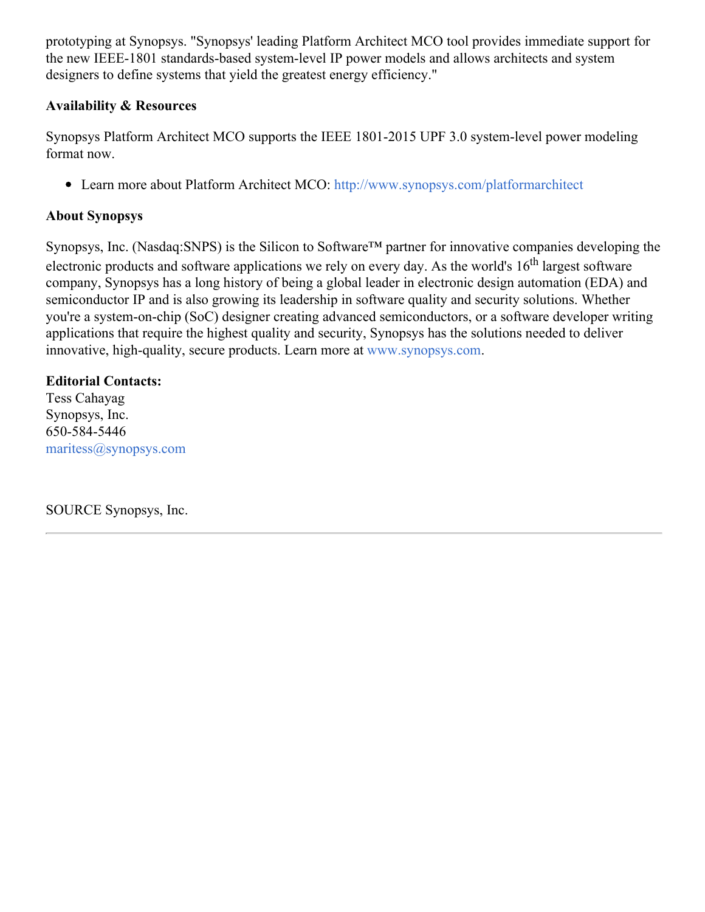prototyping at Synopsys. "Synopsys' leading Platform Architect MCO tool provides immediate support for the new IEEE-1801 standards-based system-level IP power models and allows architects and system designers to define systems that yield the greatest energy efficiency."

**Availability & Resources**

Synopsys Platform Architect MCO supports the IEEE 1801-2015 UPF 3.0 system-level power modeling format now.

- Learn more about Platform Architect MCO: http://www.synopsys.com/platformarchitect

**About Synopsys**

Synopsys, Inc. (Nasdaq:SNPS) is the Silicon to Software™ partner for innovative companies developing the electronic products and software applications we rely on every day. As the world's 16th largest software company, Synopsys has a long history of being a global leader in electronic design automation (EDA) and semiconductor IP and is also growing its leadership in software quality and security solutions. Whether you're a system-on-chip (SoC) designer creating advanced semiconductors, or a software developer writing applications that require the highest quality and security, Synopsys has the solutions needed to deliver innovative, high-quality, secure products. Learn more at www.synopsys.com.

**Editorial Contacts:**
Tess Cahayag
Synopsys, Inc.
650-584-5446
maritess@synopsys.com

SOURCE Synopsys, Inc.